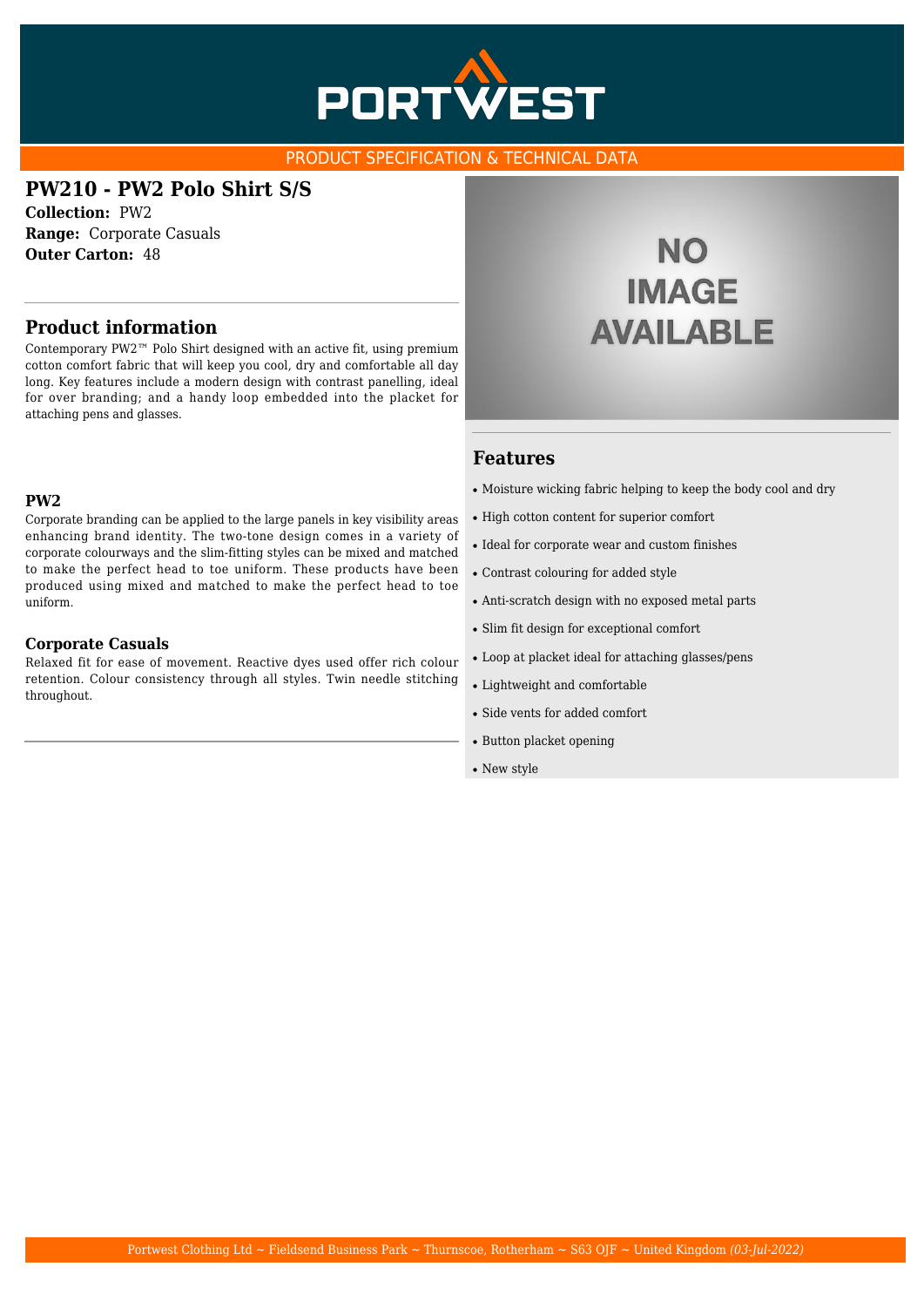PORTWEST

PRODUCT SPECIFICATION & TECHNICAL DATA

# PW210 - PW2 Polo Shirt S/S

**Collection:** PW2
**Range:** Corporate Casuals
**Outer Carton:** 48

## Product information

Contemporary PW2™ Polo Shirt designed with an active fit, using premium cotton comfort fabric that will keep you cool, dry and comfortable all day long. Key features include a modern design with contrast panelling, ideal for over branding; and a handy loop embedded into the placket for attaching pens and glasses.

### PW2

Corporate branding can be applied to the large panels in key visibility areas enhancing brand identity. The two-tone design comes in a variety of corporate colourways and the slim-fitting styles can be mixed and matched to make the perfect head to toe uniform. These products have been produced using mixed and matched to make the perfect head to toe uniform.

### Corporate Casuals

Relaxed fit for ease of movement. Reactive dyes used offer rich colour retention. Colour consistency through all styles. Twin needle stitching throughout.

## Features

- Moisture wicking fabric helping to keep the body cool and dry
- High cotton content for superior comfort
- Ideal for corporate wear and custom finishes
- Contrast colouring for added style
- Anti-scratch design with no exposed metal parts
- Slim fit design for exceptional comfort
- Loop at placket ideal for attaching glasses/pens
- Lightweight and comfortable
- Side vents for added comfort
- Button placket opening
- New style

Portwest Clothing Ltd ~ Fieldsend Business Park ~ Thurnscoe, Rotherham ~ S63 0JF ~ United Kingdom *(03-Jul-2022)*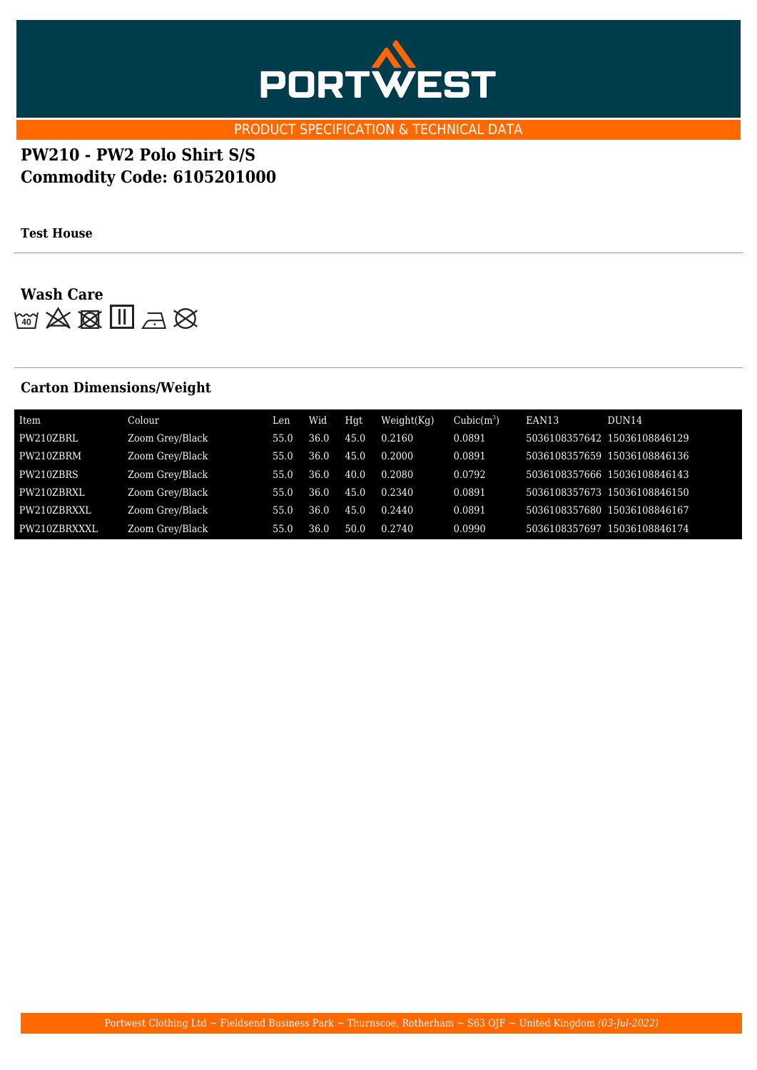PRODUCT SPECIFICATION & TECHNICAL DATA

## PW210 - PW2 Polo Shirt S/S
## Commodity Code: 6105201000

### Test House

### Wash Care

### Carton Dimensions/Weight

| Item | Colour | Len | Wid | Hgt | Weight(Kg) | Cubic($m^3$) | EAN13 | DUN14 |
|---|---|---|---|---|---|---|---|---|
| PW210ZBRL | Zoom Grey/Black | 55.0 | 36.0 | 45.0 | 0.2160 | 0.0891 | 5036108357642 | 15036108846129 |
| PW210ZBRM | Zoom Grey/Black | 55.0 | 36.0 | 45.0 | 0.2000 | 0.0891 | 5036108357659 | 15036108846136 |
| PW210ZBRS | Zoom Grey/Black | 55.0 | 36.0 | 40.0 | 0.2080 | 0.0792 | 5036108357666 | 15036108846143 |
| PW210ZBRXL | Zoom Grey/Black | 55.0 | 36.0 | 45.0 | 0.2340 | 0.0891 | 5036108357673 | 15036108846150 |
| PW210ZBRXXL | Zoom Grey/Black | 55.0 | 36.0 | 45.0 | 0.2440 | 0.0891 | 5036108357680 | 15036108846167 |
| PW210ZBRXXXL | Zoom Grey/Black | 55.0 | 36.0 | 50.0 | 0.2740 | 0.0990 | 5036108357697 | 15036108846174 |

Portwest Clothing Ltd ~ Fieldsend Business Park ~ Thurnscoe, Rotherham ~ S63 OJF ~ United Kingdom *(03-Jul-2022)*